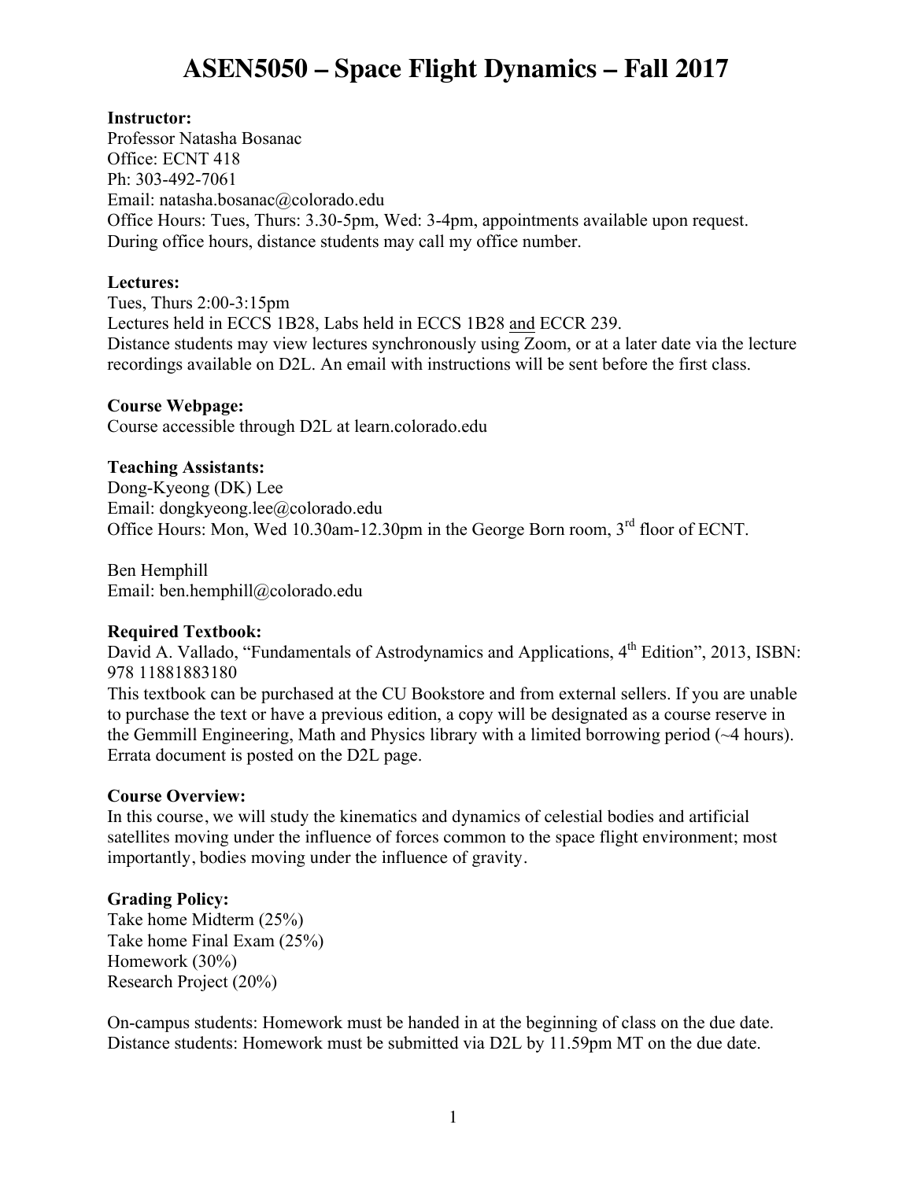# ASEN5050 – Space Flight Dynamics – Fall 2017

**Instructor:**
Professor Natasha Bosanac
Office: ECNT 418
Ph: 303-492-7061
Email: natasha.bosanac@colorado.edu
Office Hours: Tues, Thurs: 3.30-5pm, Wed: 3-4pm, appointments available upon request.
During office hours, distance students may call my office number.

**Lectures:**
Tues, Thurs 2:00-3:15pm
Lectures held in ECCS 1B28, Labs held in ECCS 1B28 <u>and</u> ECCR 239.
Distance students may view lectures synchronously using Zoom, or at a later date via the lecture recordings available on D2L. An email with instructions will be sent before the first class.

**Course Webpage:**
Course accessible through D2L at learn.colorado.edu

**Teaching Assistants:**
Dong-Kyeong (DK) Lee
Email: dongkyeong.lee@colorado.edu
Office Hours: Mon, Wed 10.30am-12.30pm in the George Born room, 3rd floor of ECNT.

Ben Hemphill
Email: ben.hemphill@colorado.edu

**Required Textbook:**
David A. Vallado, "Fundamentals of Astrodynamics and Applications, 4th Edition", 2013, ISBN: 978 11881883180
This textbook can be purchased at the CU Bookstore and from external sellers. If you are unable to purchase the text or have a previous edition, a copy will be designated as a course reserve in the Gemmill Engineering, Math and Physics library with a limited borrowing period (~4 hours). Errata document is posted on the D2L page.

**Course Overview:**
In this course, we will study the kinematics and dynamics of celestial bodies and artificial satellites moving under the influence of forces common to the space flight environment; most importantly, bodies moving under the influence of gravity.

**Grading Policy:**
Take home Midterm (25%)
Take home Final Exam (25%)
Homework (30%)
Research Project (20%)

On-campus students: Homework must be handed in at the beginning of class on the due date.
Distance students: Homework must be submitted via D2L by 11.59pm MT on the due date.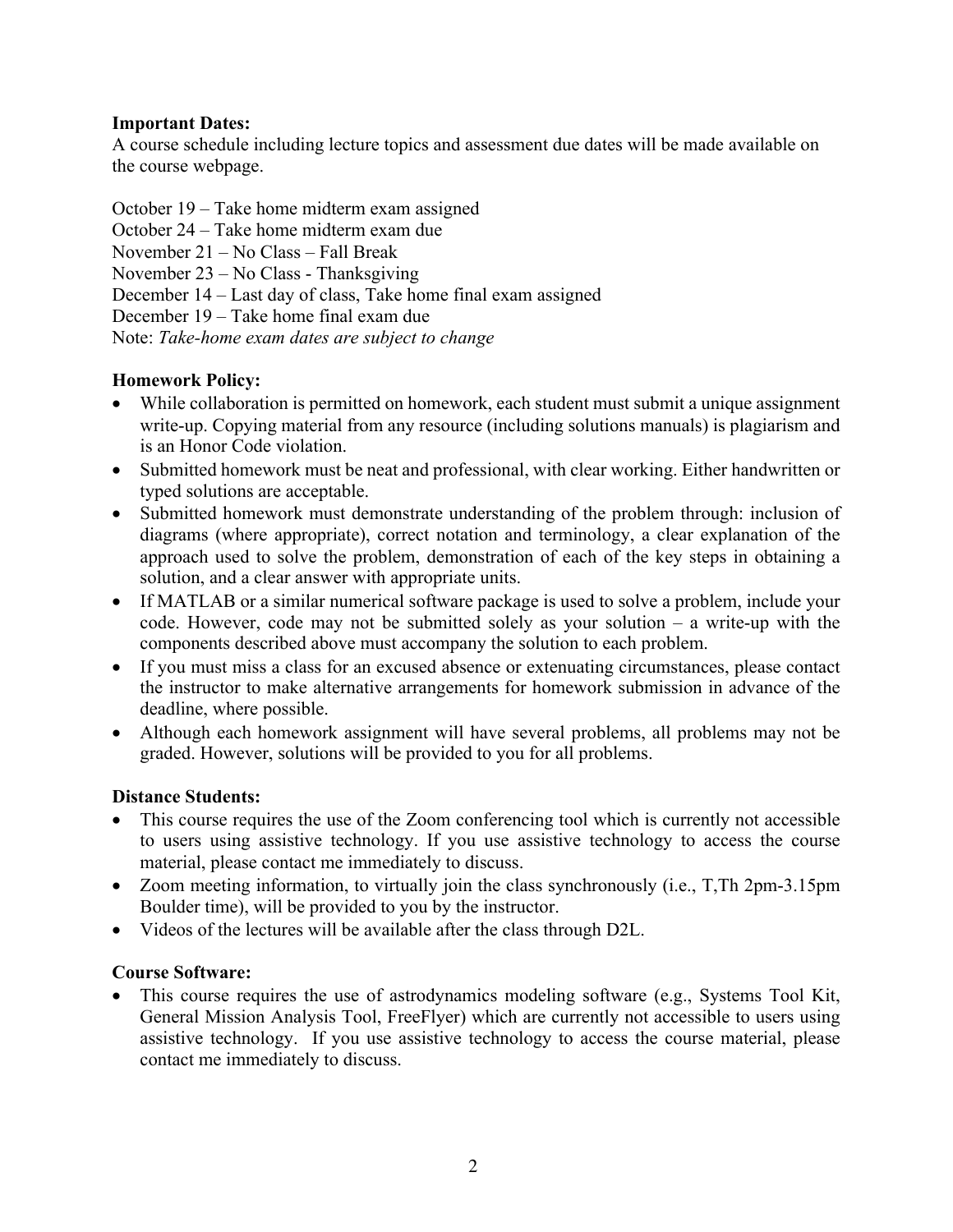**Important Dates:**
A course schedule including lecture topics and assessment due dates will be made available on the course webpage.

October 19 – Take home midterm exam assigned
October 24 – Take home midterm exam due
November 21 – No Class – Fall Break
November 23 – No Class - Thanksgiving
December 14 – Last day of class, Take home final exam assigned
December 19 – Take home final exam due
Note: *Take-home exam dates are subject to change*

**Homework Policy:**

- While collaboration is permitted on homework, each student must submit a unique assignment write-up. Copying material from any resource (including solutions manuals) is plagiarism and is an Honor Code violation.
- Submitted homework must be neat and professional, with clear working. Either handwritten or typed solutions are acceptable.
- Submitted homework must demonstrate understanding of the problem through: inclusion of diagrams (where appropriate), correct notation and terminology, a clear explanation of the approach used to solve the problem, demonstration of each of the key steps in obtaining a solution, and a clear answer with appropriate units.
- If MATLAB or a similar numerical software package is used to solve a problem, include your code. However, code may not be submitted solely as your solution – a write-up with the components described above must accompany the solution to each problem.
- If you must miss a class for an excused absence or extenuating circumstances, please contact the instructor to make alternative arrangements for homework submission in advance of the deadline, where possible.
- Although each homework assignment will have several problems, all problems may not be graded. However, solutions will be provided to you for all problems.

**Distance Students:**

- This course requires the use of the Zoom conferencing tool which is currently not accessible to users using assistive technology. If you use assistive technology to access the course material, please contact me immediately to discuss.
- Zoom meeting information, to virtually join the class synchronously (i.e., T,Th 2pm-3.15pm Boulder time), will be provided to you by the instructor.
- Videos of the lectures will be available after the class through D2L.

**Course Software:**

- This course requires the use of astrodynamics modeling software (e.g., Systems Tool Kit, General Mission Analysis Tool, FreeFlyer) which are currently not accessible to users using assistive technology. If you use assistive technology to access the course material, please contact me immediately to discuss.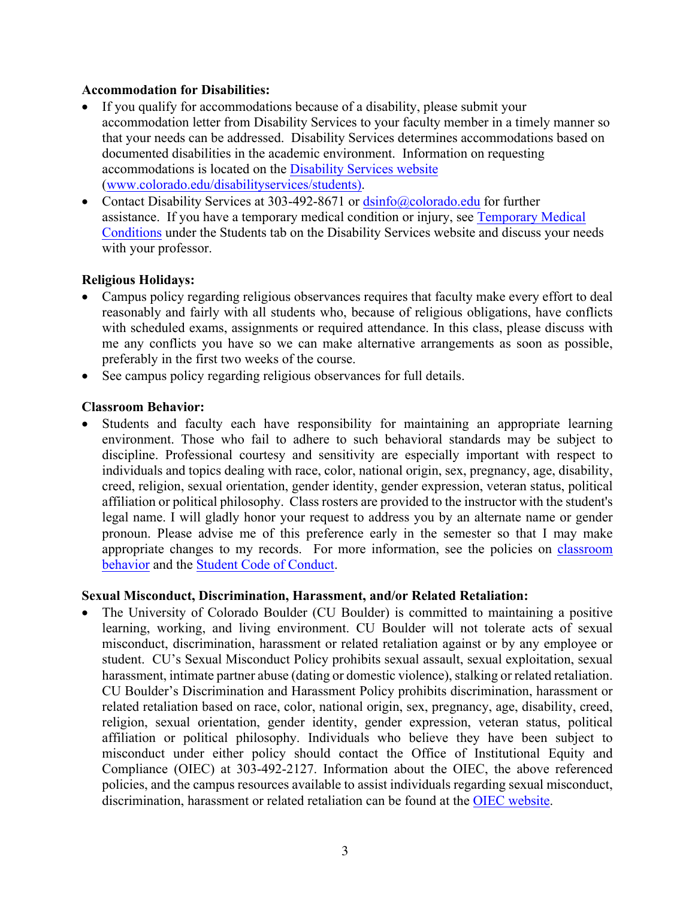**Accommodation for Disabilities:**

- If you qualify for accommodations because of a disability, please submit your accommodation letter from Disability Services to your faculty member in a timely manner so that your needs can be addressed. Disability Services determines accommodations based on documented disabilities in the academic environment. Information on requesting accommodations is located on the [Disability Services website](www.colorado.edu/disabilityservices/students) ([www.colorado.edu/disabilityservices/students)](www.colorado.edu/disabilityservices/students).
- Contact Disability Services at 303-492-8671 or [dsinfo@colorado.edu](mailto:dsinfo@colorado.edu) for further assistance. If you have a temporary medical condition or injury, see Temporary Medical Conditions under the Students tab on the Disability Services website and discuss your needs with your professor.

**Religious Holidays:**

- Campus policy regarding religious observances requires that faculty make every effort to deal reasonably and fairly with all students who, because of religious obligations, have conflicts with scheduled exams, assignments or required attendance. In this class, please discuss with me any conflicts you have so we can make alternative arrangements as soon as possible, preferably in the first two weeks of the course.
- See campus policy regarding religious observances for full details.

**Classroom Behavior:**

- Students and faculty each have responsibility for maintaining an appropriate learning environment. Those who fail to adhere to such behavioral standards may be subject to discipline. Professional courtesy and sensitivity are especially important with respect to individuals and topics dealing with race, color, national origin, sex, pregnancy, age, disability, creed, religion, sexual orientation, gender identity, gender expression, veteran status, political affiliation or political philosophy. Class rosters are provided to the instructor with the student's legal name. I will gladly honor your request to address you by an alternate name or gender pronoun. Please advise me of this preference early in the semester so that I may make appropriate changes to my records. For more information, see the policies on classroom behavior and the Student Code of Conduct.

**Sexual Misconduct, Discrimination, Harassment, and/or Related Retaliation:**

- The University of Colorado Boulder (CU Boulder) is committed to maintaining a positive learning, working, and living environment. CU Boulder will not tolerate acts of sexual misconduct, discrimination, harassment or related retaliation against or by any employee or student. CU's Sexual Misconduct Policy prohibits sexual assault, sexual exploitation, sexual harassment, intimate partner abuse (dating or domestic violence), stalking or related retaliation. CU Boulder's Discrimination and Harassment Policy prohibits discrimination, harassment or related retaliation based on race, color, national origin, sex, pregnancy, age, disability, creed, religion, sexual orientation, gender identity, gender expression, veteran status, political affiliation or political philosophy. Individuals who believe they have been subject to misconduct under either policy should contact the Office of Institutional Equity and Compliance (OIEC) at 303-492-2127. Information about the OIEC, the above referenced policies, and the campus resources available to assist individuals regarding sexual misconduct, discrimination, harassment or related retaliation can be found at the OIEC website.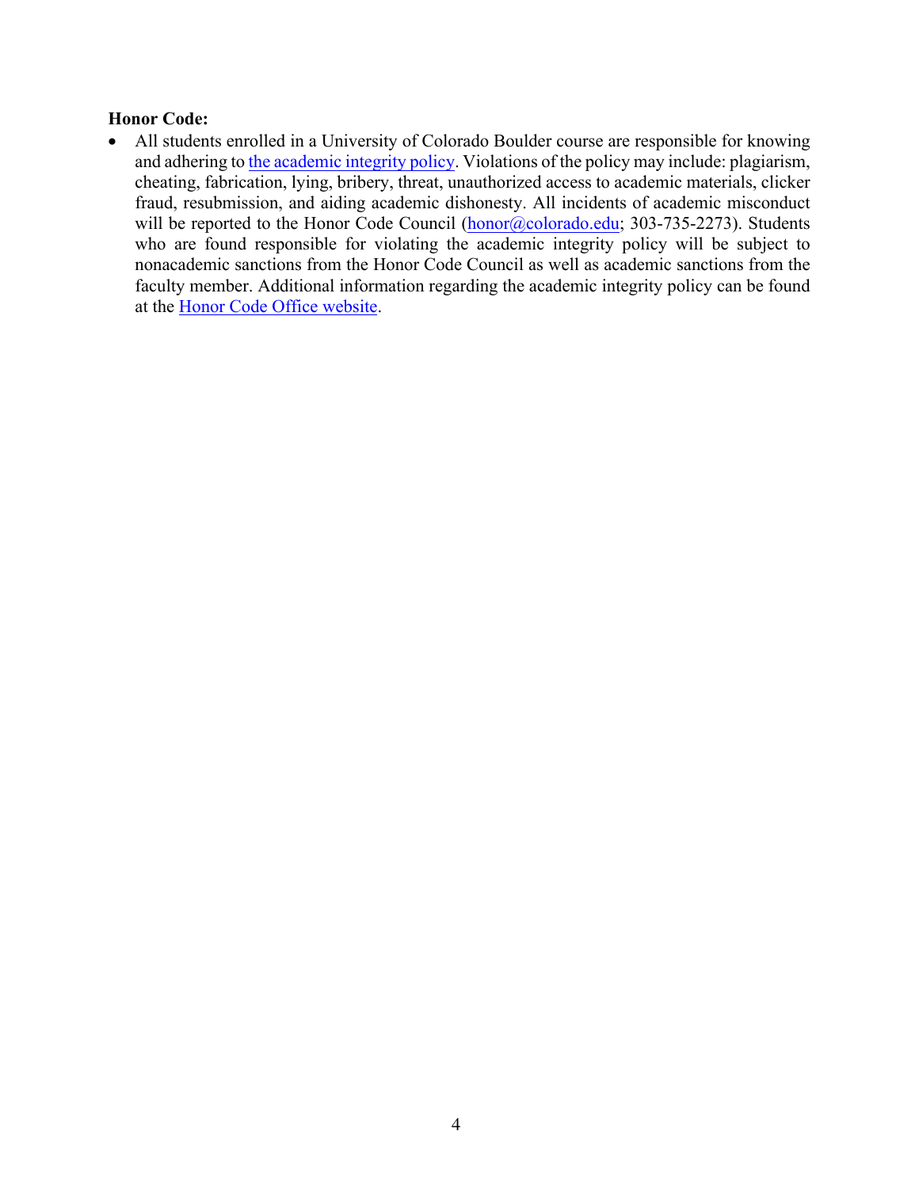**Honor Code:**

- All students enrolled in a University of Colorado Boulder course are responsible for knowing and adhering to the academic integrity policy. Violations of the policy may include: plagiarism, cheating, fabrication, lying, bribery, threat, unauthorized access to academic materials, clicker fraud, resubmission, and aiding academic dishonesty. All incidents of academic misconduct will be reported to the Honor Code Council (honor@colorado.edu; 303-735-2273). Students who are found responsible for violating the academic integrity policy will be subject to nonacademic sanctions from the Honor Code Council as well as academic sanctions from the faculty member. Additional information regarding the academic integrity policy can be found at the Honor Code Office website.